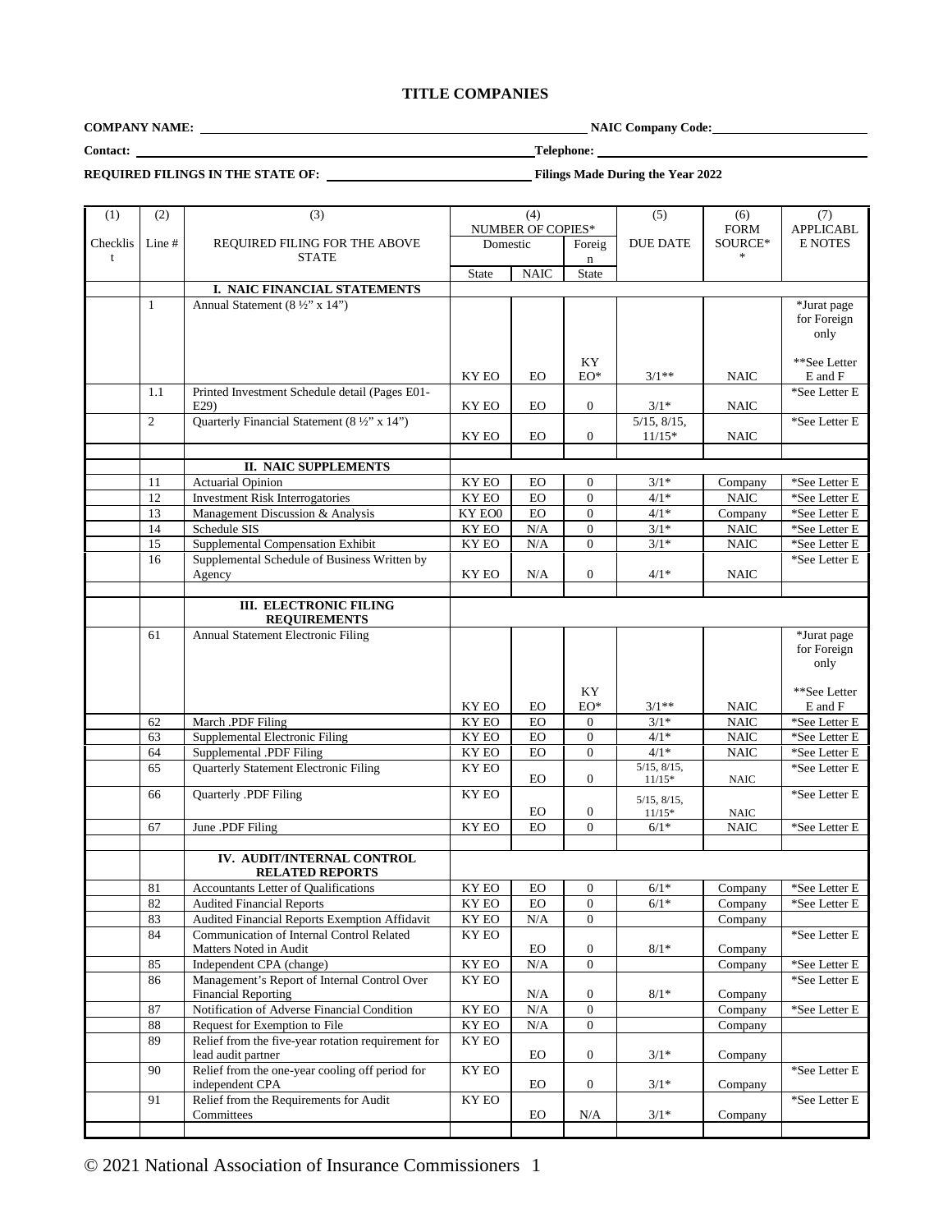# TITLE COMPANIES

**COMPANY NAME:** ______________________________ **NAIC Company Code:** ____________

**Contact:** ______________________________ **Telephone:** ______________________________

**REQUIRED FILINGS IN THE STATE OF:** ____________________ **Filings Made During the Year 2022**

| (1) | (2) | (3) | (4) | | | (5) | (6) | (7) |
|---|---|---|---|---|---|---|---|---|
| Checklist | Line # | REQUIRED FILING FOR THE ABOVE STATE | NUMBER OF COPIES* | | | DUE DATE | FORM SOURCE** | APPLICABLE NOTES |
| | | | Domestic | | Foreign | | | |
| | | | State | NAIC | State | | | |
| | | **I. NAIC FINANCIAL STATEMENTS** | | | | | | |
| | 1 | Annual Statement (8 ½" x 14") | KY EO | EO | KY EO* | 3/1** | NAIC | *Jurat page for Foreign only<br>**See Letter E and F |
| | 1.1 | Printed Investment Schedule detail (Pages E01-E29) | KY EO | EO | 0 | 3/1* | NAIC | *See Letter E |
| | 2 | Quarterly Financial Statement (8 ½" x 14") | KY EO | EO | 0 | 5/15, 8/15, 11/15* | NAIC | *See Letter E |
| | | | | | | | | |
| | | **II. NAIC SUPPLEMENTS** | | | | | | |
| | 11 | Actuarial Opinion | KY EO | EO | 0 | 3/1* | Company | *See Letter E |
| | 12 | Investment Risk Interrogatories | KY EO | EO | 0 | 4/1* | NAIC | *See Letter E |
| | 13 | Management Discussion & Analysis | KY EO0 | EO | 0 | 4/1* | Company | *See Letter E |
| | 14 | Schedule SIS | KY EO | N/A | 0 | 3/1* | NAIC | *See Letter E |
| | 15 | Supplemental Compensation Exhibit | KY EO | N/A | 0 | 3/1* | NAIC | *See Letter E |
| | 16 | Supplemental Schedule of Business Written by Agency | KY EO | N/A | 0 | 4/1* | NAIC | *See Letter E |
| | | | | | | | | |
| | | **III. ELECTRONIC FILING REQUIREMENTS** | | | | | | |
| | 61 | Annual Statement Electronic Filing | KY EO | EO | KY EO* | 3/1** | NAIC | *Jurat page for Foreign only<br>**See Letter E and F |
| | 62 | March .PDF Filing | KY EO | EO | 0 | 3/1* | NAIC | *See Letter E |
| | 63 | Supplemental Electronic Filing | KY EO | EO | 0 | 4/1* | NAIC | *See Letter E |
| | 64 | Supplemental .PDF Filing | KY EO | EO | 0 | 4/1* | NAIC | *See Letter E |
| | 65 | Quarterly Statement Electronic Filing | KY EO | EO | 0 | 5/15, 8/15, 11/15* | NAIC | *See Letter E |
| | 66 | Quarterly .PDF Filing | KY EO | EO | 0 | 5/15, 8/15, 11/15* | NAIC | *See Letter E |
| | 67 | June .PDF Filing | KY EO | EO | 0 | 6/1* | NAIC | *See Letter E |
| | | | | | | | | |
| | | **IV. AUDIT/INTERNAL CONTROL RELATED REPORTS** | | | | | | |
| | 81 | Accountants Letter of Qualifications | KY EO | EO | 0 | 6/1* | Company | *See Letter E |
| | 82 | Audited Financial Reports | KY EO | EO | 0 | 6/1* | Company | *See Letter E |
| | 83 | Audited Financial Reports Exemption Affidavit | KY EO | N/A | 0 | | Company | |
| | 84 | Communication of Internal Control Related Matters Noted in Audit | KY EO | EO | 0 | 8/1* | Company | *See Letter E |
| | 85 | Independent CPA (change) | KY EO | N/A | 0 | | Company | *See Letter E |
| | 86 | Management's Report of Internal Control Over Financial Reporting | KY EO | N/A | 0 | 8/1* | Company | *See Letter E |
| | 87 | Notification of Adverse Financial Condition | KY EO | N/A | 0 | | Company | *See Letter E |
| | 88 | Request for Exemption to File | KY EO | N/A | 0 | | Company | |
| | 89 | Relief from the five-year rotation requirement for lead audit partner | KY EO | EO | 0 | 3/1* | Company | |
| | 90 | Relief from the one-year cooling off period for independent CPA | KY EO | EO | 0 | 3/1* | Company | *See Letter E |
| | 91 | Relief from the Requirements for Audit Committees | KY EO | EO | N/A | 3/1* | Company | *See Letter E |
| | | | | | | | | |

© 2021 National Association of Insurance Commissioners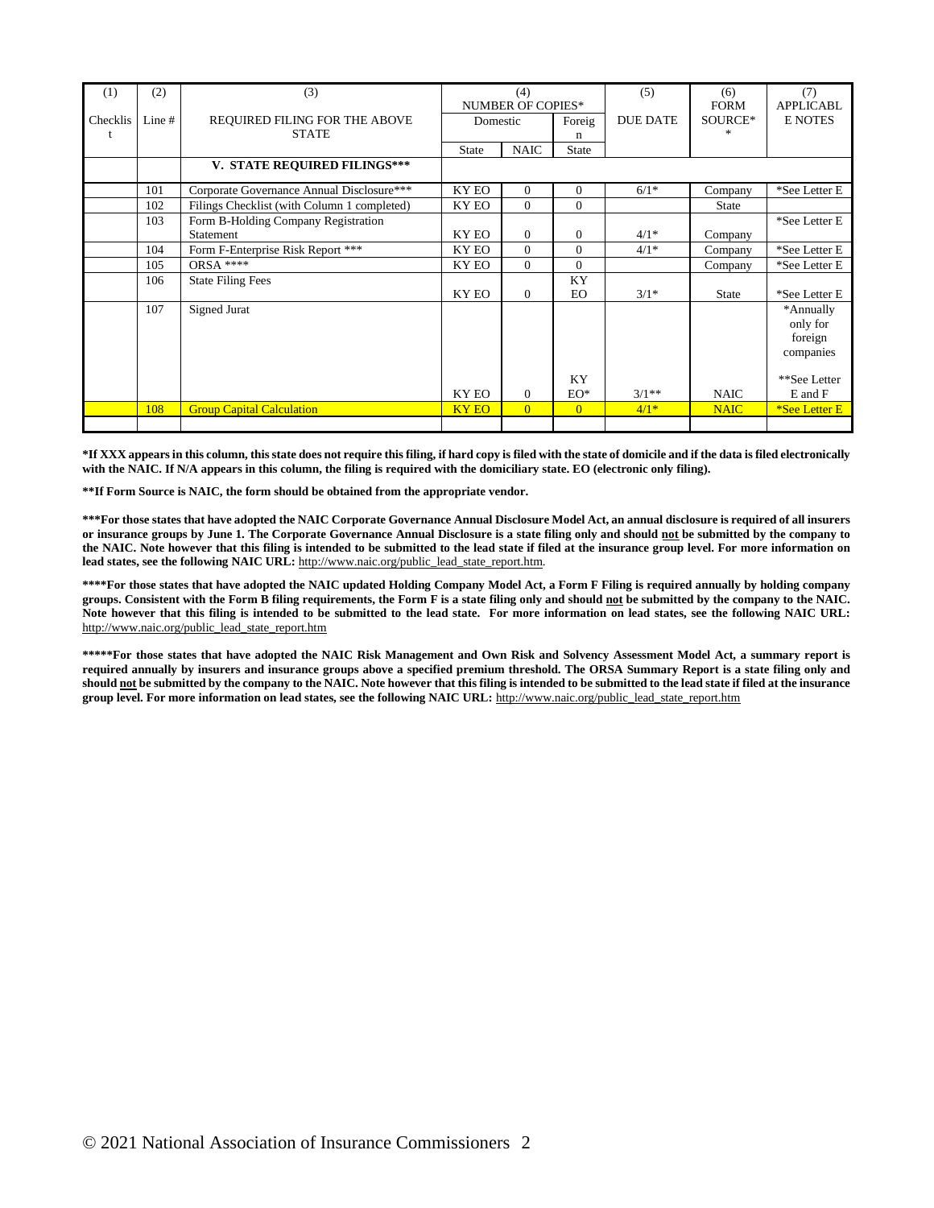| (1) | (2) | (3) | (4) | | | (5) | (6) | (7) |
|---|---|---|---|---|---|---|---|---|
| Checklist | Line # | REQUIRED FILING FOR THE ABOVE STATE | NUMBER OF COPIES* | | | DUE DATE | FORM SOURCE** | APPLICABLE NOTES |
| | | | Domestic | | Foreign | | | |
| | | | State | NAIC | State | | | |
| | | **V. STATE REQUIRED FILINGS*** ** | | | | | | |
| | 101 | Corporate Governance Annual Disclosure*** | KY EO | 0 | 0 | 6/1* | Company | *See Letter E |
| | 102 | Filings Checklist (with Column 1 completed) | KY EO | 0 | 0 | | State | |
| | 103 | Form B-Holding Company Registration Statement | KY EO | 0 | 0 | 4/1* | Company | *See Letter E |
| | 104 | Form F-Enterprise Risk Report *** | KY EO | 0 | 0 | 4/1* | Company | *See Letter E |
| | 105 | ORSA **** | KY EO | 0 | 0 | | Company | *See Letter E |
| | 106 | State Filing Fees | KY EO | 0 | KY EO | 3/1* | State | *See Letter E |
| | 107 | Signed Jurat | KY EO | 0 | KY EO* | 3/1** | NAIC | *Annually only for foreign companies<br>**See Letter E and F |
| | 108 | Group Capital Calculation | KY EO | 0 | 0 | 4/1* | NAIC | *See Letter E |
| | | | | | | | | |

**\*If XXX appears in this column, this state does not require this filing, if hard copy is filed with the state of domicile and if the data is filed electronically with the NAIC. If N/A appears in this column, the filing is required with the domiciliary state. EO (electronic only filing).**

**\*\*If Form Source is NAIC, the form should be obtained from the appropriate vendor.**

**\*\*\*For those states that have adopted the NAIC Corporate Governance Annual Disclosure Model Act, an annual disclosure is required of all insurers or insurance groups by June 1. The Corporate Governance Annual Disclosure is a state filing only and should <u>not</u> be submitted by the company to the NAIC. Note however that this filing is intended to be submitted to the lead state if filed at the insurance group level. For more information on lead states, see the following NAIC URL:** http://www.naic.org/public_lead_state_report.htm.

**\*\*\*\*For those states that have adopted the NAIC updated Holding Company Model Act, a Form F Filing is required annually by holding company groups. Consistent with the Form B filing requirements, the Form F is a state filing only and should <u>not</u> be submitted by the company to the NAIC. Note however that this filing is intended to be submitted to the lead state. For more information on lead states, see the following NAIC URL:** http://www.naic.org/public_lead_state_report.htm

**\*\*\*\*\*For those states that have adopted the NAIC Risk Management and Own Risk and Solvency Assessment Model Act, a summary report is required annually by insurers and insurance groups above a specified premium threshold. The ORSA Summary Report is a state filing only and should <u>not</u> be submitted by the company to the NAIC. Note however that this filing is intended to be submitted to the lead state if filed at the insurance group level. For more information on lead states, see the following NAIC URL:** http://www.naic.org/public_lead_state_report.htm

© 2021 National Association of Insurance Commissioners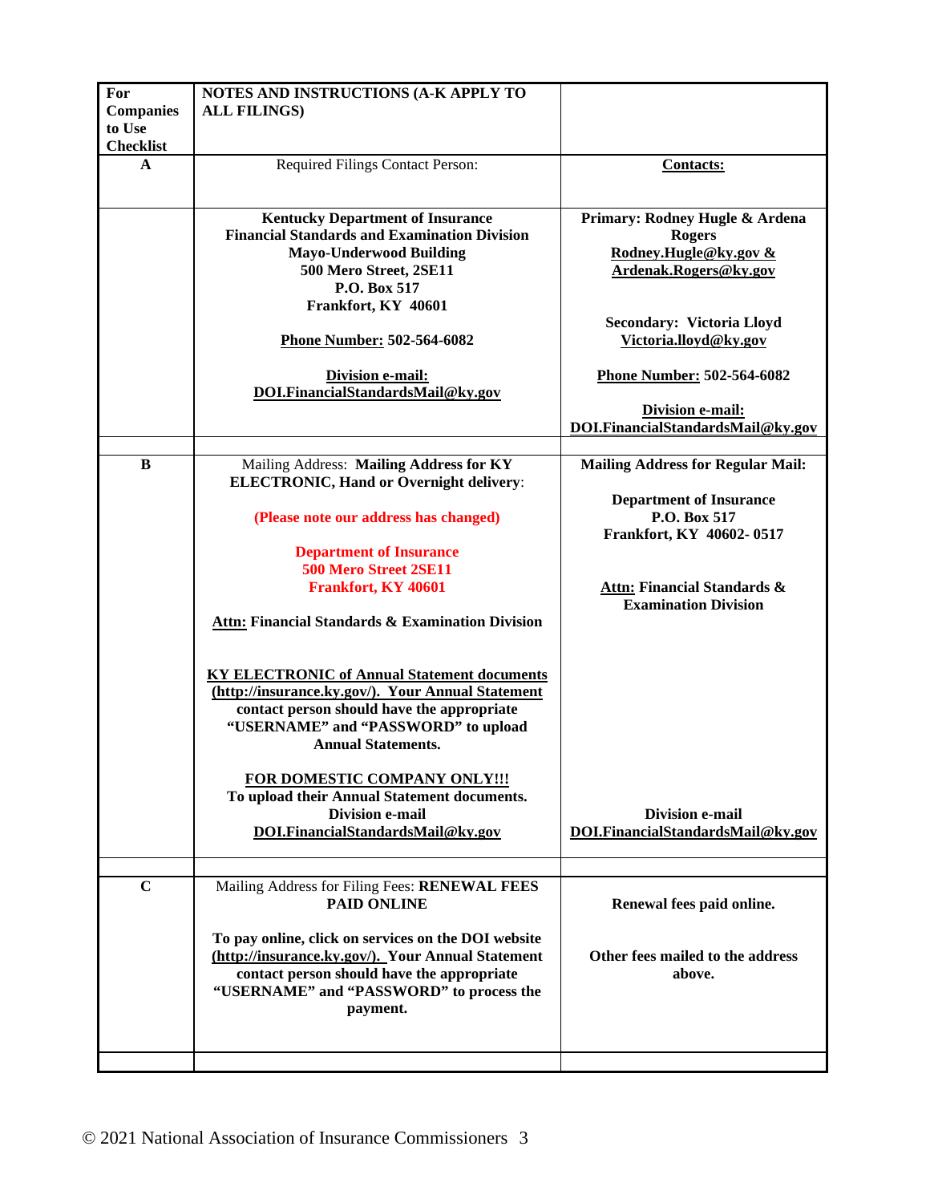| For Companies to Use Checklist | NOTES AND INSTRUCTIONS (A-K APPLY TO ALL FILINGS) | |
|---|---|---|
| A | Required Filings Contact Person: | **Contacts:** |
| | **Kentucky Department of Insurance**<br>**Financial Standards and Examination Division**<br>**Mayo-Underwood Building**<br>**500 Mero Street, 2SE11**<br>**P.O. Box 517**<br>**Frankfort, KY 40601**<br><br>**Phone Number: 502-564-6082**<br><br>**Division e-mail:**<br>**DOI.FinancialStandardsMail@ky.gov** | **Primary: Rodney Hugle & Ardena Rogers**<br>**Rodney.Hugle@ky.gov & Ardenak.Rogers@ky.gov**<br><br>**Secondary: Victoria Lloyd**<br>**Victoria.lloyd@ky.gov**<br><br>**Phone Number: 502-564-6082**<br><br>**Division e-mail:**<br>**DOI.FinancialStandardsMail@ky.gov** |
| | | |
| B | Mailing Address: **Mailing Address for KY ELECTRONIC, Hand or Overnight delivery**:<br><br>**(Please note our address has changed)**<br><br>**Department of Insurance**<br>**500 Mero Street 2SE11**<br>**Frankfort, KY 40601**<br><br>**Attn: Financial Standards & Examination Division**<br><br>**KY ELECTRONIC of Annual Statement documents (http://insurance.ky.gov/). Your Annual Statement contact person should have the appropriate "USERNAME" and "PASSWORD" to upload Annual Statements.**<br><br>**FOR DOMESTIC COMPANY ONLY!!!**<br>**To upload their Annual Statement documents.**<br>**Division e-mail**<br>**DOI.FinancialStandardsMail@ky.gov** | **Mailing Address for Regular Mail:**<br><br>**Department of Insurance**<br>**P.O. Box 517**<br>**Frankfort, KY 40602- 0517**<br><br>**Attn: Financial Standards & Examination Division**<br><br>**Division e-mail**<br>**DOI.FinancialStandardsMail@ky.gov** |
| | | |
| C | Mailing Address for Filing Fees: **RENEWAL FEES PAID ONLINE**<br><br>**To pay online, click on services on the DOI website (http://insurance.ky.gov/). Your Annual Statement contact person should have the appropriate "USERNAME" and "PASSWORD" to process the payment.** | **Renewal fees paid online.**<br><br>**Other fees mailed to the address above.** |
| | | |

© 2021 National Association of Insurance Commissioners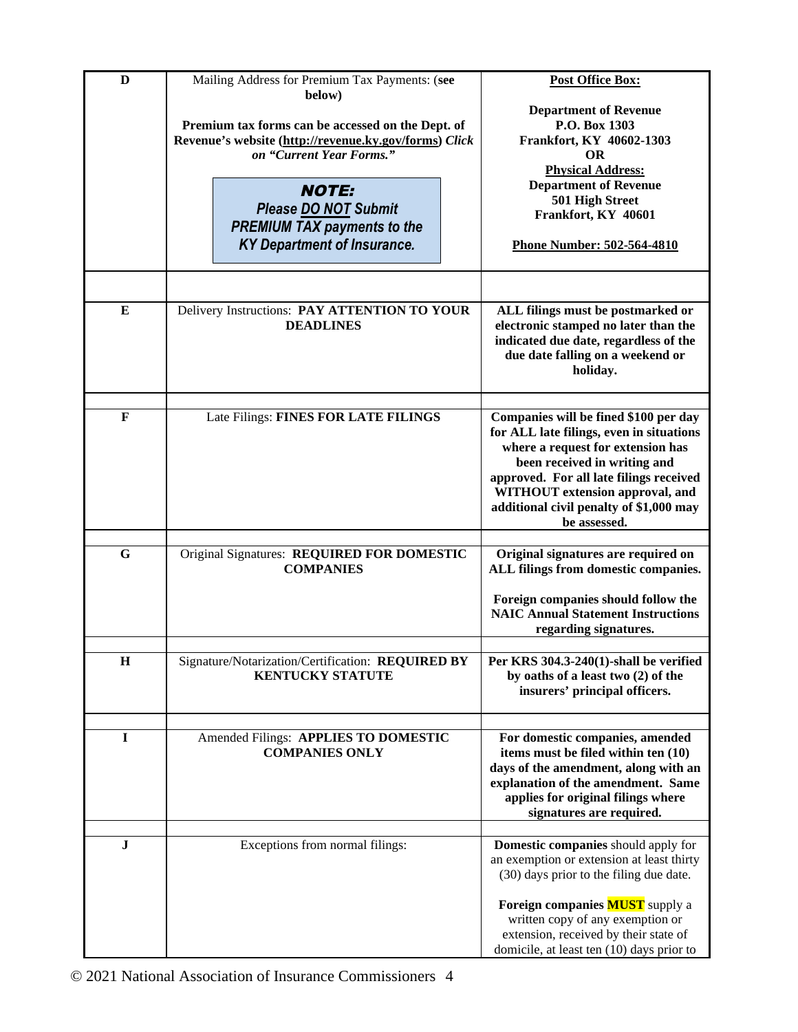| | | |
|---|---|---|
| **D** | Mailing Address for Premium Tax Payments: (**see below**)<br><br>**Premium tax forms can be accessed on the Dept. of Revenue's website (http://revenue.ky.gov/forms)** ***Click on "Current Year Forms."***<br><br>***NOTE:***<br>***Please DO NOT Submit PREMIUM TAX payments to the KY Department of Insurance.*** | **Post Office Box:**<br><br>**Department of Revenue**<br>**P.O. Box 1303**<br>**Frankfort, KY 40602-1303**<br>**OR**<br>**Physical Address:**<br>**Department of Revenue**<br>**501 High Street**<br>**Frankfort, KY 40601**<br><br>**Phone Number: 502-564-4810** |
| | | |
| **E** | Delivery Instructions: **PAY ATTENTION TO YOUR DEADLINES** | **ALL filings must be postmarked or electronic stamped no later than the indicated due date, regardless of the due date falling on a weekend or holiday.** |
| | | |
| **F** | Late Filings: **FINES FOR LATE FILINGS** | **Companies will be fined $100 per day for ALL late filings, even in situations where a request for extension has been received in writing and approved. For all late filings received WITHOUT extension approval, and additional civil penalty of $1,000 may be assessed.** |
| | | |
| **G** | Original Signatures: **REQUIRED FOR DOMESTIC COMPANIES** | **Original signatures are required on ALL filings from domestic companies.**<br><br>**Foreign companies should follow the NAIC Annual Statement Instructions regarding signatures.** |
| | | |
| **H** | Signature/Notarization/Certification: **REQUIRED BY KENTUCKY STATUTE** | **Per KRS 304.3-240(1)-shall be verified by oaths of a least two (2) of the insurers' principal officers.** |
| | | |
| **I** | Amended Filings: **APPLIES TO DOMESTIC COMPANIES ONLY** | **For domestic companies, amended items must be filed within ten (10) days of the amendment, along with an explanation of the amendment. Same applies for original filings where signatures are required.** |
| | | |
| **J** | Exceptions from normal filings: | **Domestic companies** should apply for an exemption or extension at least thirty (30) days prior to the filing due date.<br><br>**Foreign companies MUST** supply a written copy of any exemption or extension, received by their state of domicile, at least ten (10) days prior to |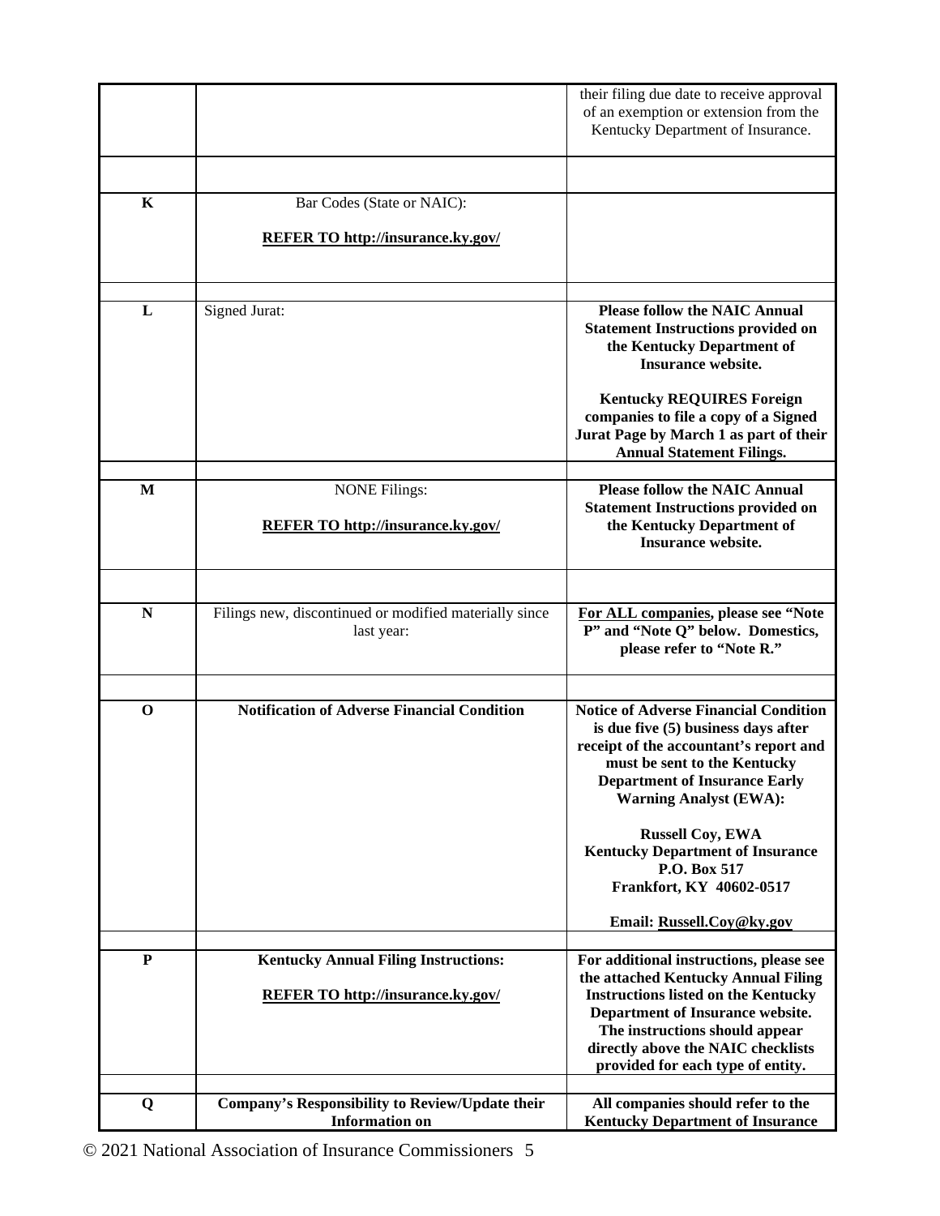| | | |
|---|---|---|
| | | their filing due date to receive approval of an exemption or extension from the Kentucky Department of Insurance. |
| | | |
| **K** | Bar Codes (State or NAIC):<br><br>**REFER TO http://insurance.ky.gov/** | |
| | | |
| **L** | Signed Jurat: | **Please follow the NAIC Annual Statement Instructions provided on the Kentucky Department of Insurance website.**<br><br>**Kentucky REQUIRES Foreign companies to file a copy of a Signed Jurat Page by March 1 as part of their Annual Statement Filings.** |
| | | |
| **M** | NONE Filings:<br><br>**REFER TO http://insurance.ky.gov/** | **Please follow the NAIC Annual Statement Instructions provided on the Kentucky Department of Insurance website.** |
| | | |
| **N** | Filings new, discontinued or modified materially since last year: | **For ALL companies, please see "Note P" and "Note Q" below. Domestics, please refer to "Note R."** |
| | | |
| **O** | **Notification of Adverse Financial Condition** | **Notice of Adverse Financial Condition is due five (5) business days after receipt of the accountant's report and must be sent to the Kentucky Department of Insurance Early Warning Analyst (EWA):**<br><br>**Russell Coy, EWA**<br>**Kentucky Department of Insurance**<br>**P.O. Box 517**<br>**Frankfort, KY 40602-0517**<br><br>**Email: Russell.Coy@ky.gov** |
| | | |
| **P** | **Kentucky Annual Filing Instructions:**<br><br>**REFER TO http://insurance.ky.gov/** | **For additional instructions, please see the attached Kentucky Annual Filing Instructions listed on the Kentucky Department of Insurance website. The instructions should appear directly above the NAIC checklists provided for each type of entity.** |
| | | |
| **Q** | **Company's Responsibility to Review/Update their Information on** | **All companies should refer to the Kentucky Department of Insurance** |

© 2021 National Association of Insurance Commissioners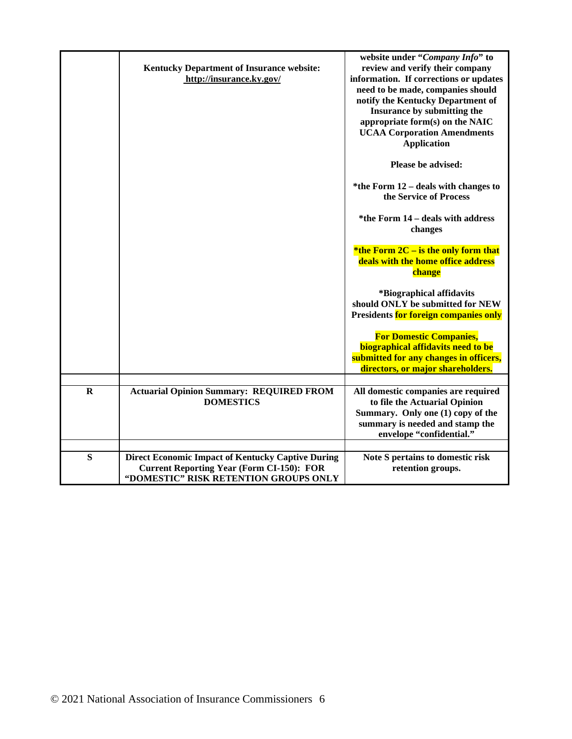| | | |
|---|---|---|
| | **Kentucky Department of Insurance website: http://insurance.ky.gov/** | **website under "*Company Info*" to review and verify their company information. If corrections or updates need to be made, companies should notify the Kentucky Department of Insurance by submitting the appropriate form(s) on the NAIC UCAA Corporation Amendments Application**<br><br>**Please be advised:**<br><br>**\*the Form 12 – deals with changes to the Service of Process**<br><br>**\*the Form 14 – deals with address changes**<br><br>**\*the Form 2C – is the only form that deals with the home office address change**<br><br>**\*Biographical affidavits should ONLY be submitted for NEW Presidents for foreign companies only**<br><br>**For Domestic Companies, biographical affidavits need to be submitted for any changes in officers, directors, or major shareholders.** |
| | | |
| **R** | **Actuarial Opinion Summary: REQUIRED FROM DOMESTICS** | **All domestic companies are required to file the Actuarial Opinion Summary. Only one (1) copy of the summary is needed and stamp the envelope "confidential."** |
| | | |
| **S** | **Direct Economic Impact of Kentucky Captive During Current Reporting Year (Form CI-150): FOR "DOMESTIC" RISK RETENTION GROUPS ONLY** | **Note S pertains to domestic risk retention groups.** |

© 2021 National Association of Insurance Commissioners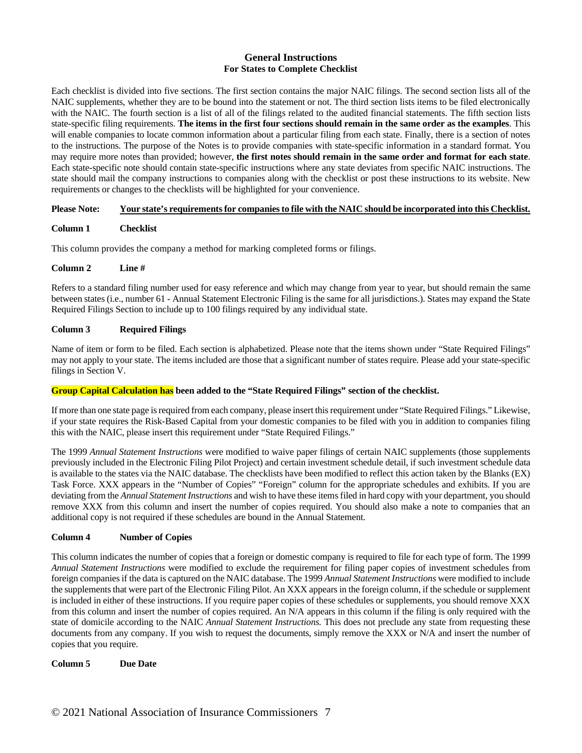## General Instructions
### For States to Complete Checklist

Each checklist is divided into five sections. The first section contains the major NAIC filings. The second section lists all of the NAIC supplements, whether they are to be bound into the statement or not. The third section lists items to be filed electronically with the NAIC. The fourth section is a list of all of the filings related to the audited financial statements. The fifth section lists state-specific filing requirements. **The items in the first four sections should remain in the same order as the examples**. This will enable companies to locate common information about a particular filing from each state. Finally, there is a section of notes to the instructions. The purpose of the Notes is to provide companies with state-specific information in a standard format. You may require more notes than provided; however, **the first notes should remain in the same order and format for each state**. Each state-specific note should contain state-specific instructions where any state deviates from specific NAIC instructions. The state should mail the company instructions to companies along with the checklist or post these instructions to its website. New requirements or changes to the checklists will be highlighted for your convenience.

**Please Note:** **<u>Your state's requirements for companies to file with the NAIC should be incorporated into this Checklist.</u>**

**Column 1 Checklist**

This column provides the company a method for marking completed forms or filings.

**Column 2 Line #**

Refers to a standard filing number used for easy reference and which may change from year to year, but should remain the same between states (i.e., number 61 - Annual Statement Electronic Filing is the same for all jurisdictions.). States may expand the State Required Filings Section to include up to 100 filings required by any individual state.

**Column 3 Required Filings**

Name of item or form to be filed. Each section is alphabetized. Please note that the items shown under "State Required Filings" may not apply to your state. The items included are those that a significant number of states require. Please add your state-specific filings in Section V.

**Group Capital Calculation has been added to the "State Required Filings" section of the checklist.**

If more than one state page is required from each company, please insert this requirement under "State Required Filings." Likewise, if your state requires the Risk-Based Capital from your domestic companies to be filed with you in addition to companies filing this with the NAIC, please insert this requirement under "State Required Filings."

The 1999 *Annual Statement Instructions* were modified to waive paper filings of certain NAIC supplements (those supplements previously included in the Electronic Filing Pilot Project) and certain investment schedule detail, if such investment schedule data is available to the states via the NAIC database. The checklists have been modified to reflect this action taken by the Blanks (EX) Task Force. XXX appears in the "Number of Copies" "Foreign" column for the appropriate schedules and exhibits. If you are deviating from the *Annual Statement Instructions* and wish to have these items filed in hard copy with your department, you should remove XXX from this column and insert the number of copies required. You should also make a note to companies that an additional copy is not required if these schedules are bound in the Annual Statement.

**Column 4 Number of Copies**

This column indicates the number of copies that a foreign or domestic company is required to file for each type of form. The 1999 *Annual Statement Instructions* were modified to exclude the requirement for filing paper copies of investment schedules from foreign companies if the data is captured on the NAIC database. The 1999 *Annual Statement Instructions* were modified to include the supplements that were part of the Electronic Filing Pilot. An XXX appears in the foreign column, if the schedule or supplement is included in either of these instructions. If you require paper copies of these schedules or supplements, you should remove XXX from this column and insert the number of copies required. An N/A appears in this column if the filing is only required with the state of domicile according to the NAIC *Annual Statement Instructions.* This does not preclude any state from requesting these documents from any company. If you wish to request the documents, simply remove the XXX or N/A and insert the number of copies that you require.

**Column 5 Due Date**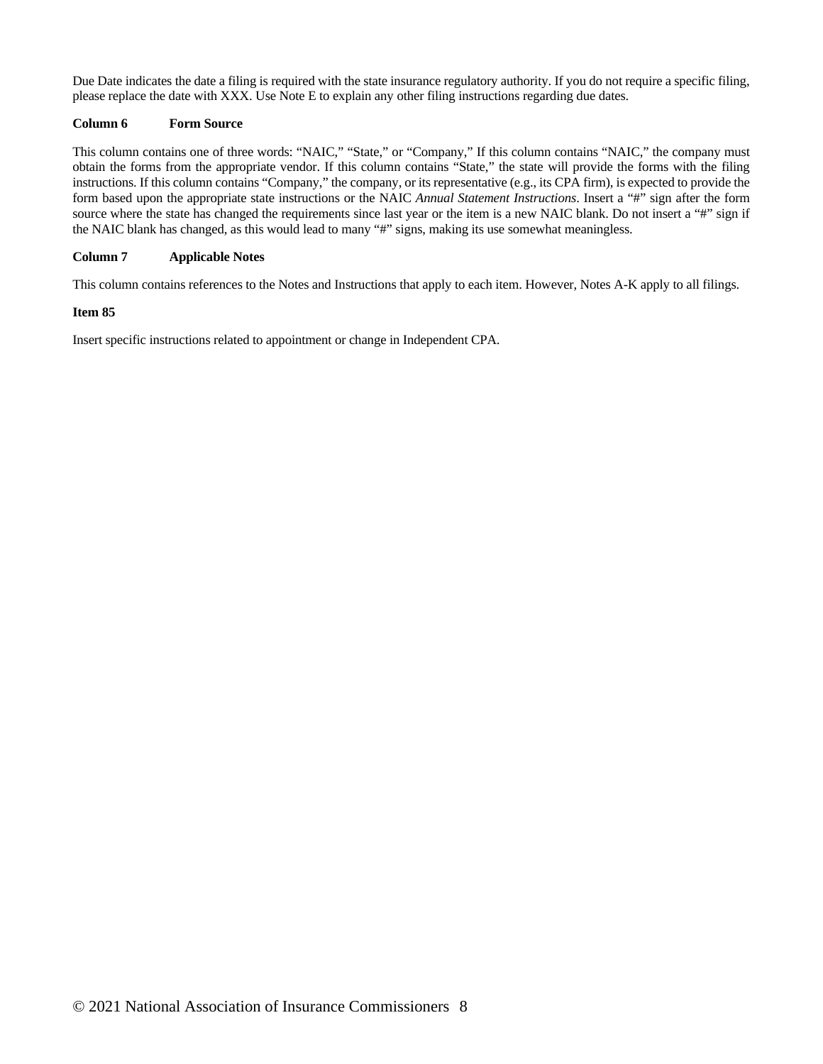Due Date indicates the date a filing is required with the state insurance regulatory authority. If you do not require a specific filing, please replace the date with XXX. Use Note E to explain any other filing instructions regarding due dates.

**Column 6 Form Source**

This column contains one of three words: "NAIC," "State," or "Company," If this column contains "NAIC," the company must obtain the forms from the appropriate vendor. If this column contains "State," the state will provide the forms with the filing instructions. If this column contains "Company," the company, or its representative (e.g., its CPA firm), is expected to provide the form based upon the appropriate state instructions or the NAIC *Annual Statement Instructions*. Insert a "#" sign after the form source where the state has changed the requirements since last year or the item is a new NAIC blank. Do not insert a "#" sign if the NAIC blank has changed, as this would lead to many "#" signs, making its use somewhat meaningless.

**Column 7 Applicable Notes**

This column contains references to the Notes and Instructions that apply to each item. However, Notes A-K apply to all filings.

**Item 85**

Insert specific instructions related to appointment or change in Independent CPA.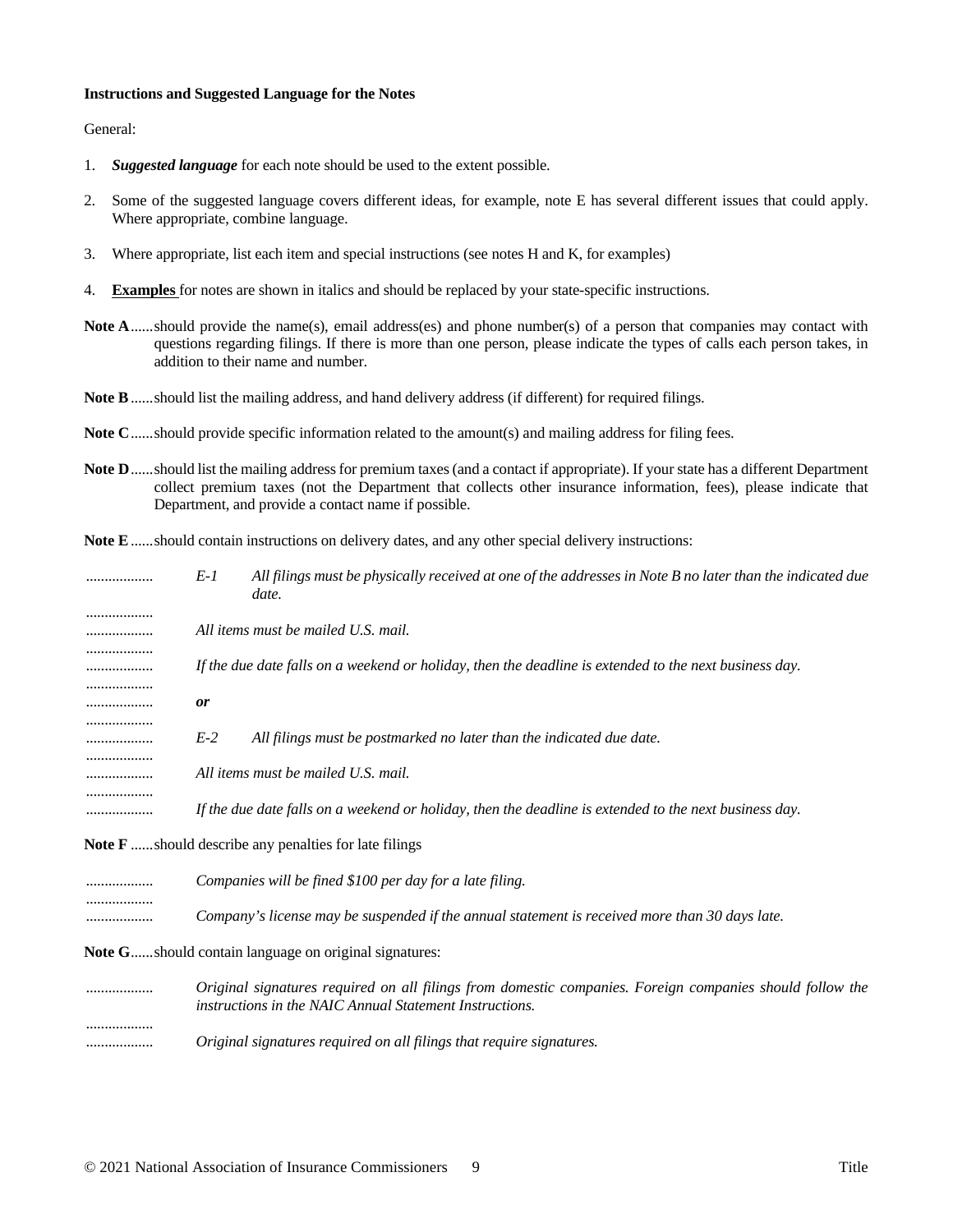**Instructions and Suggested Language for the Notes**

General:

1. ***Suggested language*** for each note should be used to the extent possible.

2. Some of the suggested language covers different ideas, for example, note E has several different issues that could apply. Where appropriate, combine language.

3. Where appropriate, list each item and special instructions (see notes H and K, for examples)

4. **Examples** for notes are shown in italics and should be replaced by your state-specific instructions.

**Note A**......should provide the name(s), email address(es) and phone number(s) of a person that companies may contact with questions regarding filings. If there is more than one person, please indicate the types of calls each person takes, in addition to their name and number.

**Note B**......should list the mailing address, and hand delivery address (if different) for required filings.

**Note C**......should provide specific information related to the amount(s) and mailing address for filing fees.

**Note D**......should list the mailing address for premium taxes (and a contact if appropriate). If your state has a different Department collect premium taxes (not the Department that collects other insurance information, fees), please indicate that Department, and provide a contact name if possible.

**Note E**......should contain instructions on delivery dates, and any other special delivery instructions:

*E-1 All filings must be physically received at one of the addresses in Note B no later than the indicated due date.*

*All items must be mailed U.S. mail.*

*If the due date falls on a weekend or holiday, then the deadline is extended to the next business day.*

***or***

*E-2 All filings must be postmarked no later than the indicated due date.*

*All items must be mailed U.S. mail.*

*If the due date falls on a weekend or holiday, then the deadline is extended to the next business day.*

**Note F** ......should describe any penalties for late filings

*Companies will be fined $100 per day for a late filing.*

*Company's license may be suspended if the annual statement is received more than 30 days late.*

**Note G**......should contain language on original signatures:

*Original signatures required on all filings from domestic companies. Foreign companies should follow the instructions in the NAIC Annual Statement Instructions.*

*Original signatures required on all filings that require signatures.*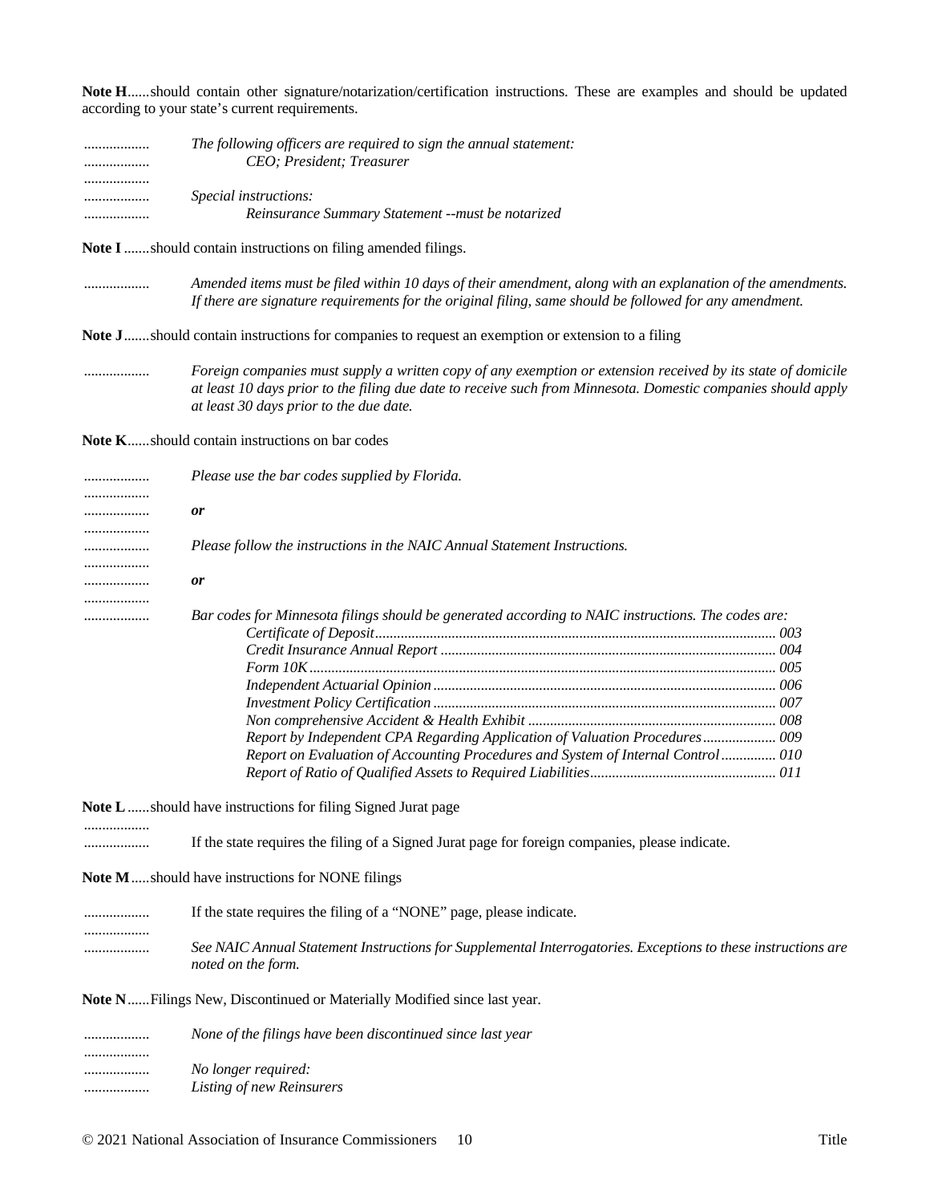**Note H**......should contain other signature/notarization/certification instructions. These are examples and should be updated according to your state's current requirements.

.................. *The following officers are required to sign the annual statement:*
.................. *CEO; President; Treasurer*
..................
.................. *Special instructions:*
.................. *Reinsurance Summary Statement --must be notarized*

**Note I**.......should contain instructions on filing amended filings.

.................. *Amended items must be filed within 10 days of their amendment, along with an explanation of the amendments. If there are signature requirements for the original filing, same should be followed for any amendment.*

**Note J**.......should contain instructions for companies to request an exemption or extension to a filing

.................. *Foreign companies must supply a written copy of any exemption or extension received by its state of domicile at least 10 days prior to the filing due date to receive such from Minnesota. Domestic companies should apply at least 30 days prior to the due date.*

**Note K**......should contain instructions on bar codes

.................. *Please use the bar codes supplied by Florida.*
..................
.................. ***or***
..................
.................. *Please follow the instructions in the NAIC Annual Statement Instructions.*
..................
.................. ***or***
..................
.................. *Bar codes for Minnesota filings should be generated according to NAIC instructions. The codes are:*

*Certificate of Deposit*............................................................................................................ *003*
*Credit Insurance Annual Report* .......................................................................................... *004*
*Form 10K*............................................................................................................................. *005*
*Independent Actuarial Opinion* ............................................................................................ *006*
*Investment Policy Certification* ............................................................................................ *007*
*Non comprehensive Accident & Health Exhibit* ................................................................... *008*
*Report by Independent CPA Regarding Application of Valuation Procedures*.................... *009*
*Report on Evaluation of Accounting Procedures and System of Internal Control*.............. *010*
*Report of Ratio of Qualified Assets to Required Liabilities*.................................................. *011*

**Note L**......should have instructions for filing Signed Jurat page

..................
.................. If the state requires the filing of a Signed Jurat page for foreign companies, please indicate.

**Note M**.....should have instructions for NONE filings

.................. If the state requires the filing of a "NONE" page, please indicate.
..................
.................. *See NAIC Annual Statement Instructions for Supplemental Interrogatories. Exceptions to these instructions are noted on the form.*

**Note N**......Filings New, Discontinued or Materially Modified since last year.

.................. *None of the filings have been discontinued since last year*
..................
.................. *No longer required:*
.................. *Listing of new Reinsurers*